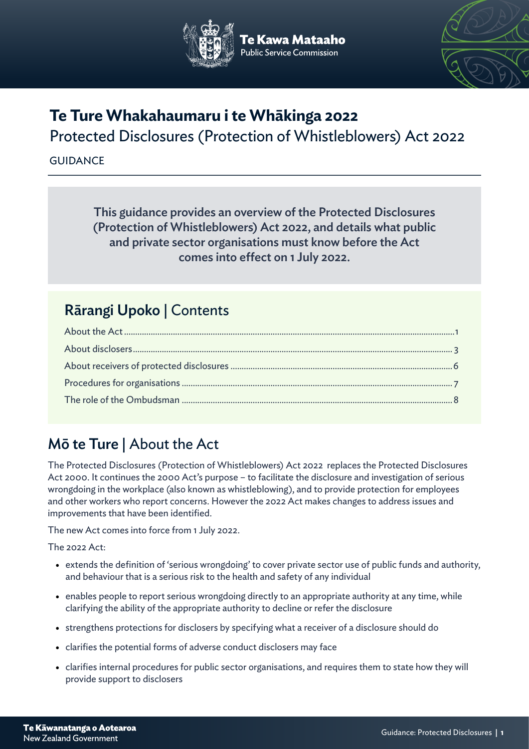Te Kawa Mataaho
Public Service Commission

# Te Ture Whakahaumaru i te Whākinga 2022

Protected Disclosures (Protection of Whistleblowers) Act 2022

GUIDANCE

**This guidance provides an overview of the Protected Disclosures (Protection of Whistleblowers) Act 2022, and details what public and private sector organisations must know before the Act comes into effect on 1 July 2022.**

## Rārangi Upoko | Contents

| | |
|---|---|
| About the Act | 1 |
| About disclosers | 3 |
| About receivers of protected disclosures | 6 |
| Procedures for organisations | 7 |
| The role of the Ombudsman | 8 |

## Mō te Ture | About the Act

The Protected Disclosures (Protection of Whistleblowers) Act 2022 replaces the Protected Disclosures Act 2000. It continues the 2000 Act's purpose – to facilitate the disclosure and investigation of serious wrongdoing in the workplace (also known as whistleblowing), and to provide protection for employees and other workers who report concerns. However the 2022 Act makes changes to address issues and improvements that have been identified.

The new Act comes into force from 1 July 2022.

The 2022 Act:

- extends the definition of 'serious wrongdoing' to cover private sector use of public funds and authority, and behaviour that is a serious risk to the health and safety of any individual
- enables people to report serious wrongdoing directly to an appropriate authority at any time, while clarifying the ability of the appropriate authority to decline or refer the disclosure
- strengthens protections for disclosers by specifying what a receiver of a disclosure should do
- clarifies the potential forms of adverse conduct disclosers may face
- clarifies internal procedures for public sector organisations, and requires them to state how they will provide support to disclosers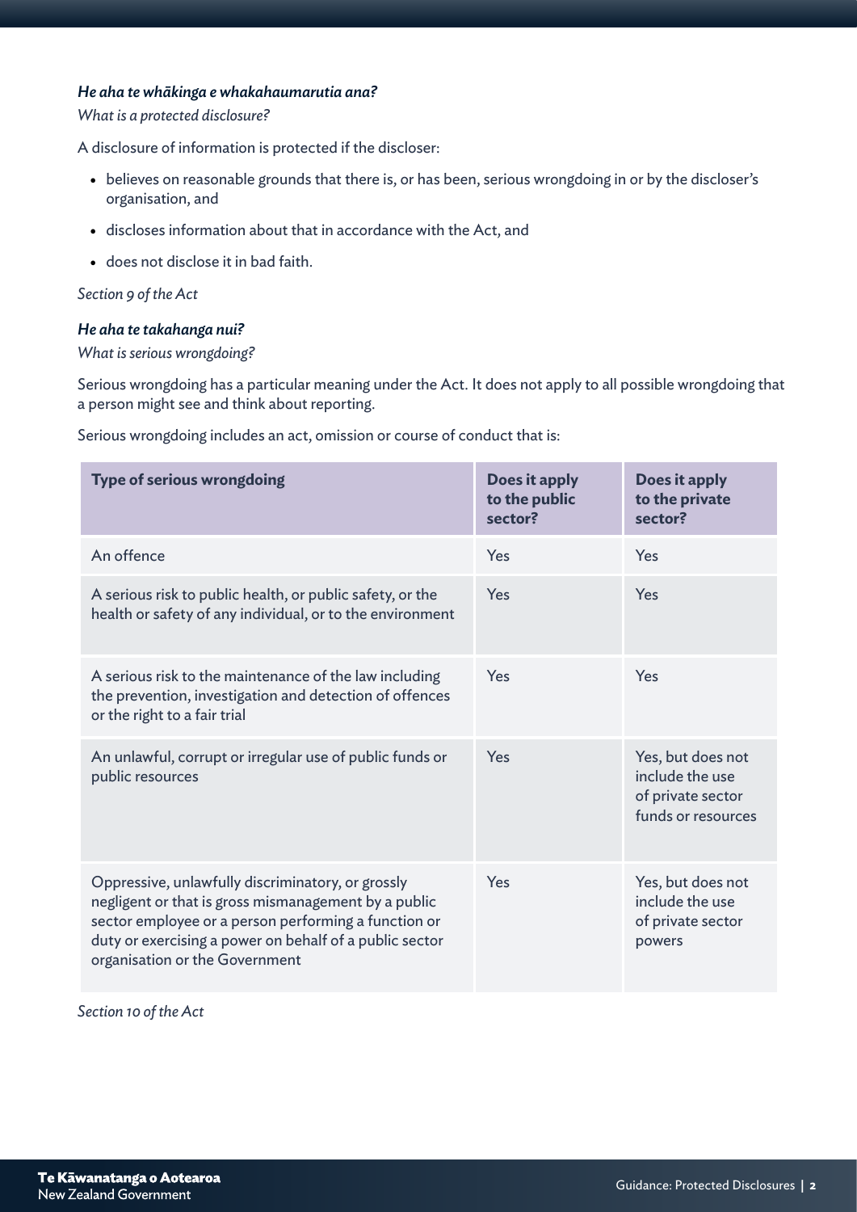### *He aha te whākinga e whakahaumarutia ana?*

*What is a protected disclosure?*

A disclosure of information is protected if the discloser:

- believes on reasonable grounds that there is, or has been, serious wrongdoing in or by the discloser's organisation, and
- discloses information about that in accordance with the Act, and
- does not disclose it in bad faith.

*Section 9 of the Act*

### *He aha te takahanga nui?*

*What is serious wrongdoing?*

Serious wrongdoing has a particular meaning under the Act. It does not apply to all possible wrongdoing that a person might see and think about reporting.

Serious wrongdoing includes an act, omission or course of conduct that is:

| Type of serious wrongdoing | Does it apply to the public sector? | Does it apply to the private sector? |
|---|---|---|
| An offence | Yes | Yes |
| A serious risk to public health, or public safety, or the health or safety of any individual, or to the environment | Yes | Yes |
| A serious risk to the maintenance of the law including the prevention, investigation and detection of offences or the right to a fair trial | Yes | Yes |
| An unlawful, corrupt or irregular use of public funds or public resources | Yes | Yes, but does not include the use of private sector funds or resources |
| Oppressive, unlawfully discriminatory, or grossly negligent or that is gross mismanagement by a public sector employee or a person performing a function or duty or exercising a power on behalf of a public sector organisation or the Government | Yes | Yes, but does not include the use of private sector powers |

*Section 10 of the Act*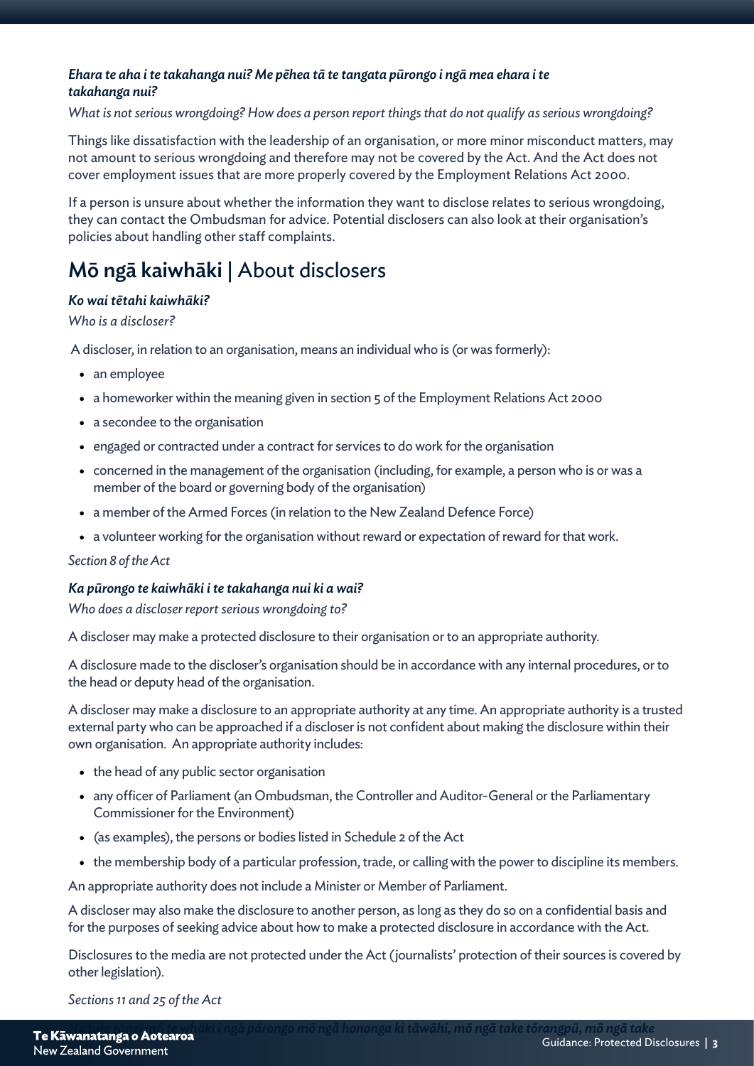***Ehara te aha i te takahanga nui? Me pēhea tā te tangata pūrongo i ngā mea ehara i te takahanga nui?***

*What is not serious wrongdoing? How does a person report things that do not qualify as serious wrongdoing?*

Things like dissatisfaction with the leadership of an organisation, or more minor misconduct matters, may not amount to serious wrongdoing and therefore may not be covered by the Act. And the Act does not cover employment issues that are more properly covered by the Employment Relations Act 2000.

If a person is unsure about whether the information they want to disclose relates to serious wrongdoing, they can contact the Ombudsman for advice. Potential disclosers can also look at their organisation's policies about handling other staff complaints.

## **Mō ngā kaiwhāki** | About disclosers

***Ko wai tētahi kaiwhāki?***

*Who is a discloser?*

A discloser, in relation to an organisation, means an individual who is (or was formerly):

- an employee
- a homeworker within the meaning given in section 5 of the Employment Relations Act 2000
- a secondee to the organisation
- engaged or contracted under a contract for services to do work for the organisation
- concerned in the management of the organisation (including, for example, a person who is or was a member of the board or governing body of the organisation)
- a member of the Armed Forces (in relation to the New Zealand Defence Force)
- a volunteer working for the organisation without reward or expectation of reward for that work.

*Section 8 of the Act*

***Ka pūrongo te kaiwhāki i te takahanga nui ki a wai?***

*Who does a discloser report serious wrongdoing to?*

A discloser may make a protected disclosure to their organisation or to an appropriate authority.

A disclosure made to the discloser's organisation should be in accordance with any internal procedures, or to the head or deputy head of the organisation.

A discloser may make a disclosure to an appropriate authority at any time. An appropriate authority is a trusted external party who can be approached if a discloser is not confident about making the disclosure within their own organisation. An appropriate authority includes:

- the head of any public sector organisation
- any officer of Parliament (an Ombudsman, the Controller and Auditor-General or the Parliamentary Commissioner for the Environment)
- (as examples), the persons or bodies listed in Schedule 2 of the Act
- the membership body of a particular profession, trade, or calling with the power to discipline its members.

An appropriate authority does not include a Minister or Member of Parliament.

A discloser may also make the disclosure to another person, as long as they do so on a confidential basis and for the purposes of seeking advice about how to make a protected disclosure in accordance with the Act.

Disclosures to the media are not protected under the Act (journalists' protection of their sources is covered by other legislation).

*Sections 11 and 25 of the Act*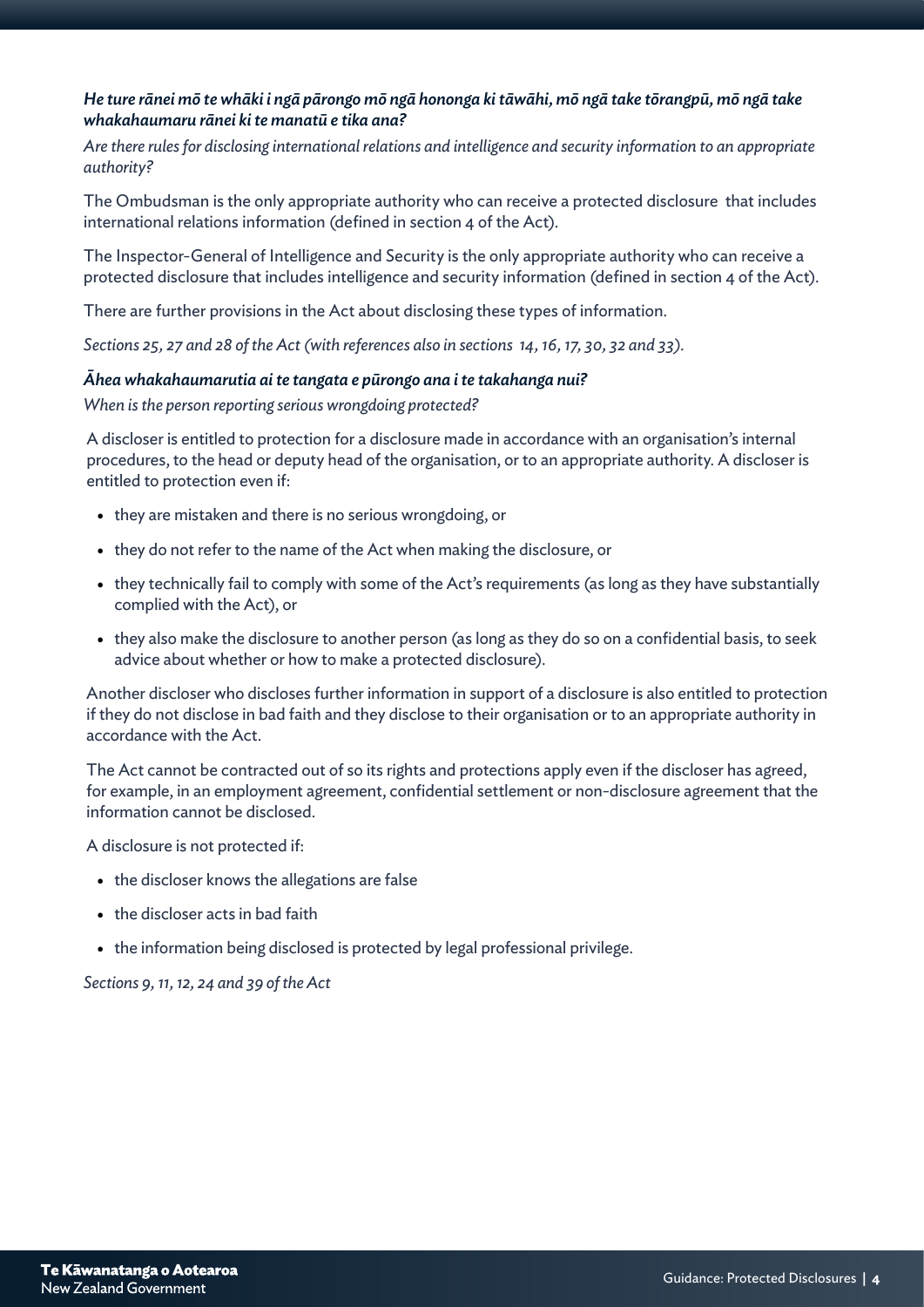### *He ture rānei mō te whāki i ngā pārongo mō ngā hononga ki tāwāhi, mō ngā take tōrangpū, mō ngā take whakahaumaru rānei ki te manatū e tika ana?*

*Are there rules for disclosing international relations and intelligence and security information to an appropriate authority?*

The Ombudsman is the only appropriate authority who can receive a protected disclosure that includes international relations information (defined in section 4 of the Act).

The Inspector-General of Intelligence and Security is the only appropriate authority who can receive a protected disclosure that includes intelligence and security information (defined in section 4 of the Act).

There are further provisions in the Act about disclosing these types of information.

*Sections 25, 27 and 28 of the Act (with references also in sections 14, 16, 17, 30, 32 and 33).*

### *Āhea whakahaumarutia ai te tangata e pūrongo ana i te takahanga nui?*

*When is the person reporting serious wrongdoing protected?*

A discloser is entitled to protection for a disclosure made in accordance with an organisation's internal procedures, to the head or deputy head of the organisation, or to an appropriate authority. A discloser is entitled to protection even if:

- they are mistaken and there is no serious wrongdoing, or
- they do not refer to the name of the Act when making the disclosure, or
- they technically fail to comply with some of the Act's requirements (as long as they have substantially complied with the Act), or
- they also make the disclosure to another person (as long as they do so on a confidential basis, to seek advice about whether or how to make a protected disclosure).

Another discloser who discloses further information in support of a disclosure is also entitled to protection if they do not disclose in bad faith and they disclose to their organisation or to an appropriate authority in accordance with the Act.

The Act cannot be contracted out of so its rights and protections apply even if the discloser has agreed, for example, in an employment agreement, confidential settlement or non-disclosure agreement that the information cannot be disclosed.

A disclosure is not protected if:

- the discloser knows the allegations are false
- the discloser acts in bad faith
- the information being disclosed is protected by legal professional privilege.

*Sections 9, 11, 12, 24 and 39 of the Act*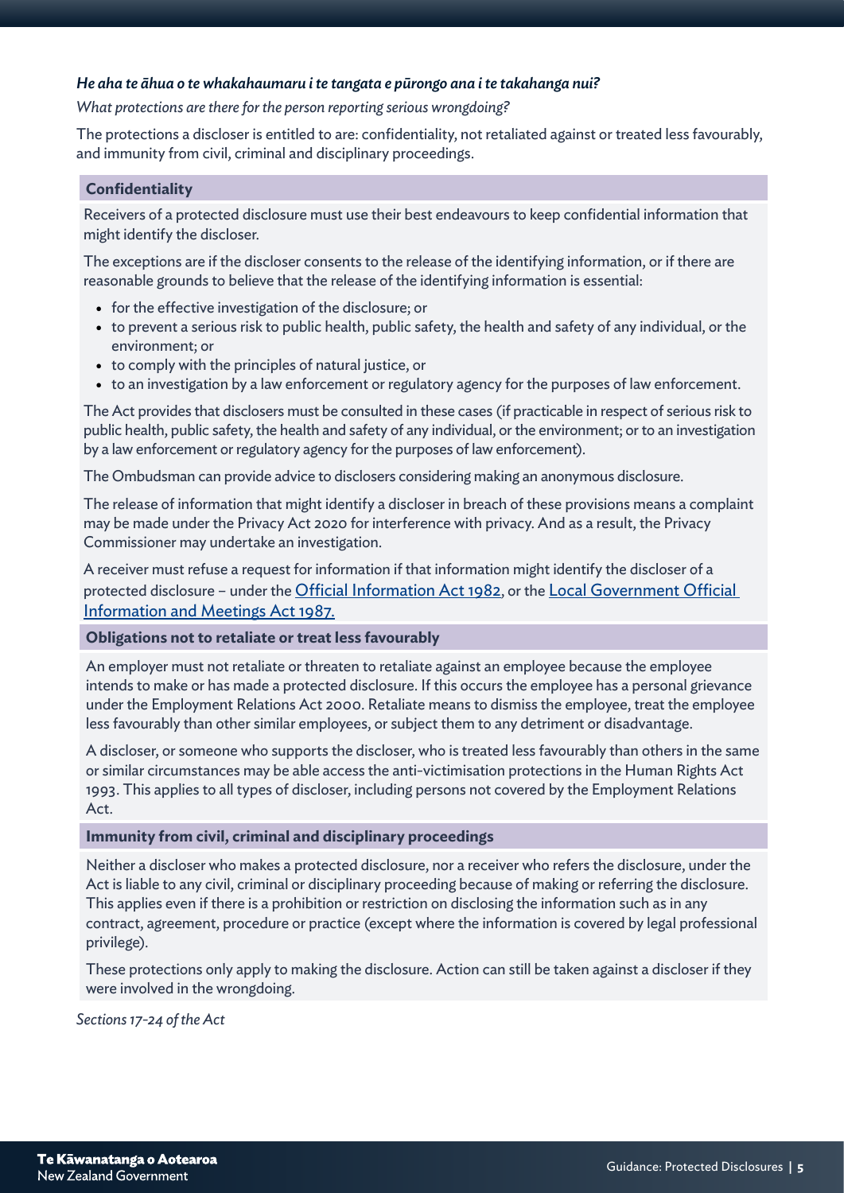*He aha te āhua o te whakahaumaru i te tangata e pūrongo ana i te takahanga nui?*

*What protections are there for the person reporting serious wrongdoing?*

The protections a discloser is entitled to are: confidentiality, not retaliated against or treated less favourably, and immunity from civil, criminal and disciplinary proceedings.

### Confidentiality

Receivers of a protected disclosure must use their best endeavours to keep confidential information that might identify the discloser.

The exceptions are if the discloser consents to the release of the identifying information, or if there are reasonable grounds to believe that the release of the identifying information is essential:

- for the effective investigation of the disclosure; or
- to prevent a serious risk to public health, public safety, the health and safety of any individual, or the environment; or
- to comply with the principles of natural justice, or
- to an investigation by a law enforcement or regulatory agency for the purposes of law enforcement.

The Act provides that disclosers must be consulted in these cases (if practicable in respect of serious risk to public health, public safety, the health and safety of any individual, or the environment; or to an investigation by a law enforcement or regulatory agency for the purposes of law enforcement).

The Ombudsman can provide advice to disclosers considering making an anonymous disclosure.

The release of information that might identify a discloser in breach of these provisions means a complaint may be made under the Privacy Act 2020 for interference with privacy. And as a result, the Privacy Commissioner may undertake an investigation.

A receiver must refuse a request for information if that information might identify the discloser of a protected disclosure – under the Official Information Act 1982, or the Local Government Official Information and Meetings Act 1987.

### Obligations not to retaliate or treat less favourably

An employer must not retaliate or threaten to retaliate against an employee because the employee intends to make or has made a protected disclosure. If this occurs the employee has a personal grievance under the Employment Relations Act 2000. Retaliate means to dismiss the employee, treat the employee less favourably than other similar employees, or subject them to any detriment or disadvantage.

A discloser, or someone who supports the discloser, who is treated less favourably than others in the same or similar circumstances may be able access the anti-victimisation protections in the Human Rights Act 1993. This applies to all types of discloser, including persons not covered by the Employment Relations Act.

### Immunity from civil, criminal and disciplinary proceedings

Neither a discloser who makes a protected disclosure, nor a receiver who refers the disclosure, under the Act is liable to any civil, criminal or disciplinary proceeding because of making or referring the disclosure. This applies even if there is a prohibition or restriction on disclosing the information such as in any contract, agreement, procedure or practice (except where the information is covered by legal professional privilege).

These protections only apply to making the disclosure. Action can still be taken against a discloser if they were involved in the wrongdoing.

*Sections 17-24 of the Act*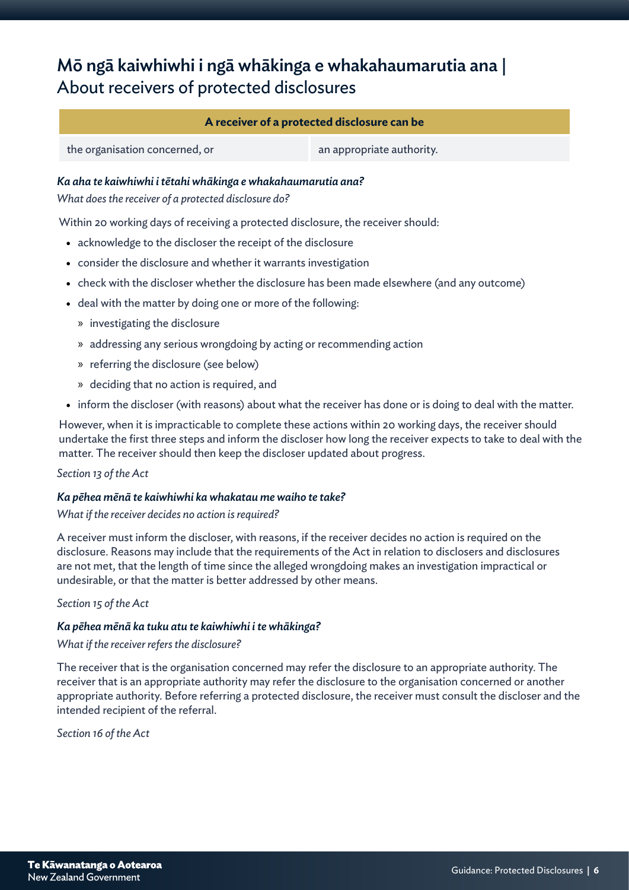## Mō ngā kaiwhiwhi i ngā whākinga e whakahaumarutia ana | About receivers of protected disclosures

| A receiver of a protected disclosure can be | |
|---|---|
| the organisation concerned, or | an appropriate authority. |

### *Ka aha te kaiwhiwhi i tētahi whākinga e whakahaumarutia ana?*

*What does the receiver of a protected disclosure do?*

Within 20 working days of receiving a protected disclosure, the receiver should:

- acknowledge to the discloser the receipt of the disclosure
- consider the disclosure and whether it warrants investigation
- check with the discloser whether the disclosure has been made elsewhere (and any outcome)
- deal with the matter by doing one or more of the following:
  - investigating the disclosure
  - addressing any serious wrongdoing by acting or recommending action
  - referring the disclosure (see below)
  - deciding that no action is required, and
- inform the discloser (with reasons) about what the receiver has done or is doing to deal with the matter.

However, when it is impracticable to complete these actions within 20 working days, the receiver should undertake the first three steps and inform the discloser how long the receiver expects to take to deal with the matter. The receiver should then keep the discloser updated about progress.

*Section 13 of the Act*

### *Ka pēhea mēnā te kaiwhiwhi ka whakatau me waiho te take?*

*What if the receiver decides no action is required?*

A receiver must inform the discloser, with reasons, if the receiver decides no action is required on the disclosure. Reasons may include that the requirements of the Act in relation to disclosers and disclosures are not met, that the length of time since the alleged wrongdoing makes an investigation impractical or undesirable, or that the matter is better addressed by other means.

*Section 15 of the Act*

### *Ka pēhea mēnā ka tuku atu te kaiwhiwhi i te whākinga?*

*What if the receiver refers the disclosure?*

The receiver that is the organisation concerned may refer the disclosure to an appropriate authority. The receiver that is an appropriate authority may refer the disclosure to the organisation concerned or another appropriate authority. Before referring a protected disclosure, the receiver must consult the discloser and the intended recipient of the referral.

*Section 16 of the Act*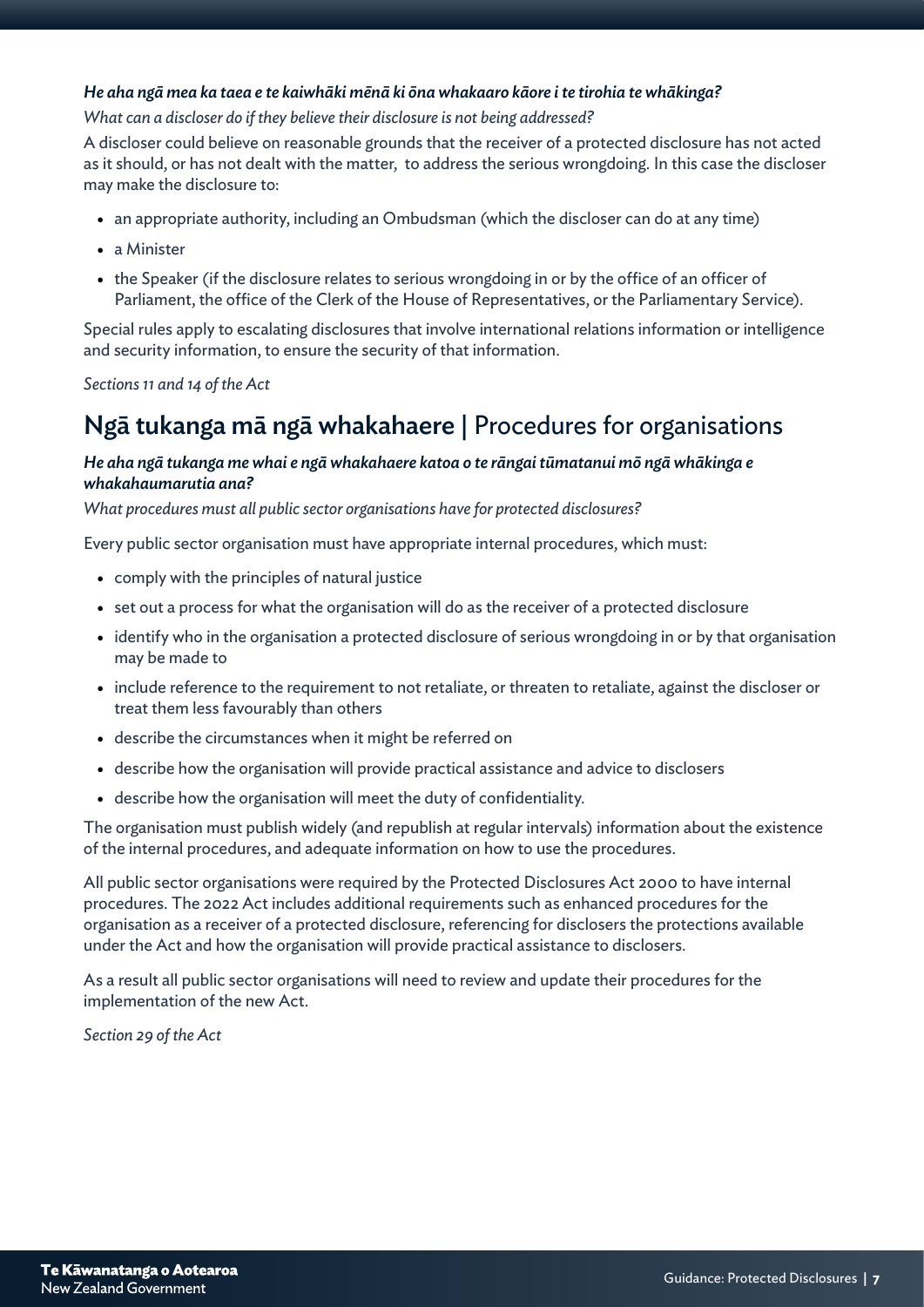***He aha ngā mea ka taea e te kaiwhāki mēnā ki ōna whakaaro kāore i te tirohia te whākinga?***

*What can a discloser do if they believe their disclosure is not being addressed?*

A discloser could believe on reasonable grounds that the receiver of a protected disclosure has not acted as it should, or has not dealt with the matter, to address the serious wrongdoing. In this case the discloser may make the disclosure to:

- an appropriate authority, including an Ombudsman (which the discloser can do at any time)
- a Minister
- the Speaker (if the disclosure relates to serious wrongdoing in or by the office of an officer of Parliament, the office of the Clerk of the House of Representatives, or the Parliamentary Service).

Special rules apply to escalating disclosures that involve international relations information or intelligence and security information, to ensure the security of that information.

*Sections 11 and 14 of the Act*

## **Ngā tukanga mā ngā whakahaere** | Procedures for organisations

***He aha ngā tukanga me whai e ngā whakahaere katoa o te rāngai tūmatanui mō ngā whākinga e whakahaumarutia ana?***

*What procedures must all public sector organisations have for protected disclosures?*

Every public sector organisation must have appropriate internal procedures, which must:

- comply with the principles of natural justice
- set out a process for what the organisation will do as the receiver of a protected disclosure
- identify who in the organisation a protected disclosure of serious wrongdoing in or by that organisation may be made to
- include reference to the requirement to not retaliate, or threaten to retaliate, against the discloser or treat them less favourably than others
- describe the circumstances when it might be referred on
- describe how the organisation will provide practical assistance and advice to disclosers
- describe how the organisation will meet the duty of confidentiality.

The organisation must publish widely (and republish at regular intervals) information about the existence of the internal procedures, and adequate information on how to use the procedures.

All public sector organisations were required by the Protected Disclosures Act 2000 to have internal procedures. The 2022 Act includes additional requirements such as enhanced procedures for the organisation as a receiver of a protected disclosure, referencing for disclosers the protections available under the Act and how the organisation will provide practical assistance to disclosers.

As a result all public sector organisations will need to review and update their procedures for the implementation of the new Act.

*Section 29 of the Act*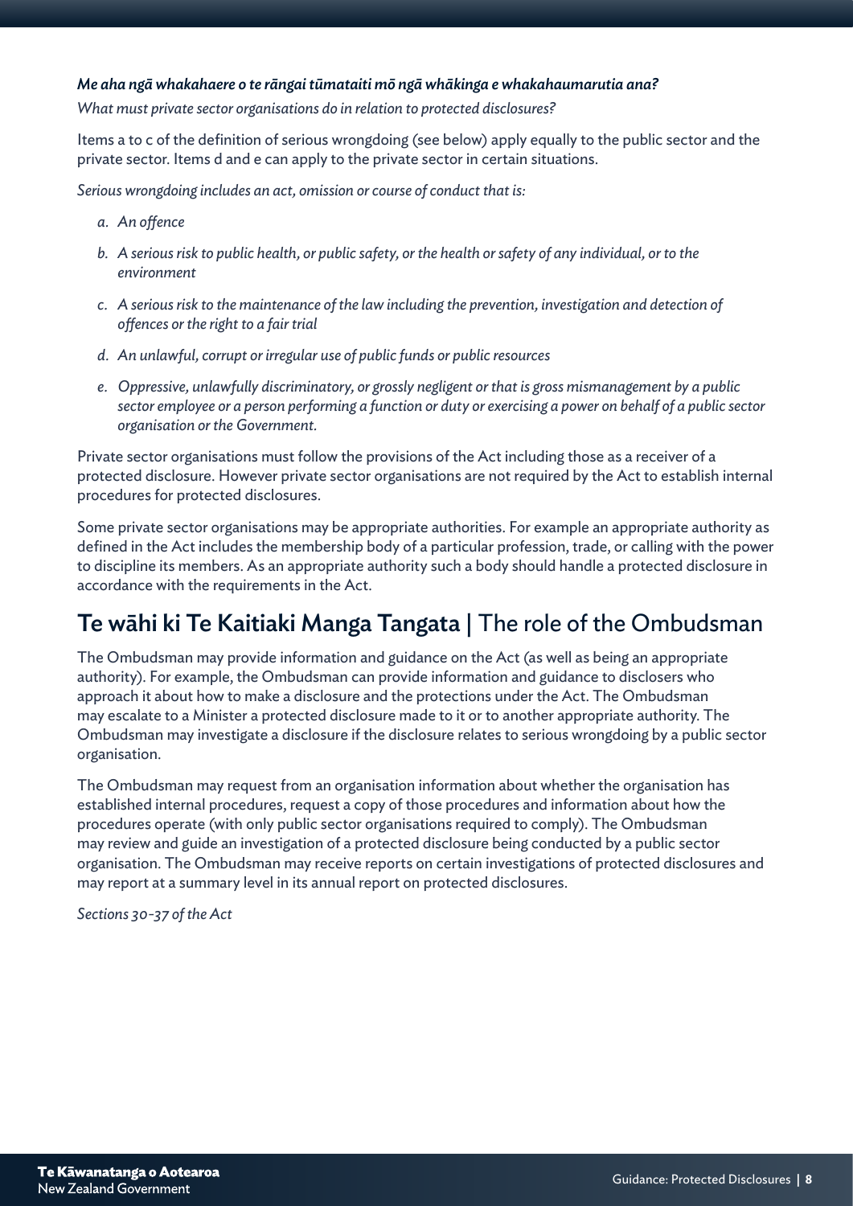***Me aha ngā whakahaere o te rāngai tūmataiti mō ngā whākinga e whakahaumarutia ana?***

*What must private sector organisations do in relation to protected disclosures?*

Items a to c of the definition of serious wrongdoing (see below) apply equally to the public sector and the private sector. Items d and e can apply to the private sector in certain situations.

*Serious wrongdoing includes an act, omission or course of conduct that is:*

- *a. An offence*
- *b. A serious risk to public health, or public safety, or the health or safety of any individual, or to the environment*
- *c. A serious risk to the maintenance of the law including the prevention, investigation and detection of offences or the right to a fair trial*
- *d. An unlawful, corrupt or irregular use of public funds or public resources*
- *e. Oppressive, unlawfully discriminatory, or grossly negligent or that is gross mismanagement by a public sector employee or a person performing a function or duty or exercising a power on behalf of a public sector organisation or the Government.*

Private sector organisations must follow the provisions of the Act including those as a receiver of a protected disclosure. However private sector organisations are not required by the Act to establish internal procedures for protected disclosures.

Some private sector organisations may be appropriate authorities. For example an appropriate authority as defined in the Act includes the membership body of a particular profession, trade, or calling with the power to discipline its members. As an appropriate authority such a body should handle a protected disclosure in accordance with the requirements in the Act.

## Te wāhi ki Te Kaitiaki Manga Tangata | The role of the Ombudsman

The Ombudsman may provide information and guidance on the Act (as well as being an appropriate authority). For example, the Ombudsman can provide information and guidance to disclosers who approach it about how to make a disclosure and the protections under the Act. The Ombudsman may escalate to a Minister a protected disclosure made to it or to another appropriate authority. The Ombudsman may investigate a disclosure if the disclosure relates to serious wrongdoing by a public sector organisation.

The Ombudsman may request from an organisation information about whether the organisation has established internal procedures, request a copy of those procedures and information about how the procedures operate (with only public sector organisations required to comply). The Ombudsman may review and guide an investigation of a protected disclosure being conducted by a public sector organisation. The Ombudsman may receive reports on certain investigations of protected disclosures and may report at a summary level in its annual report on protected disclosures.

*Sections 30-37 of the Act*